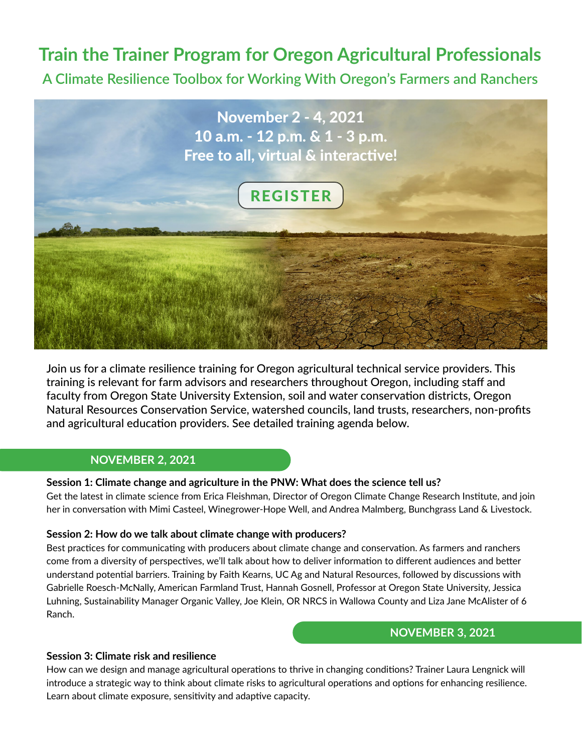# Train the Trainer Program for Oregon Agricultural Professionals

## A Climate Resilience Toolbox for Working With Oregon's Farmers and Ranchers

**November 2 - 4, 2021**
**10 a.m. - 12 p.m. & 1 - 3 p.m.**
**Free to all, virtual & interactive!**

**REGISTER**

Join us for a climate resilience training for Oregon agricultural technical service providers. This training is relevant for farm advisors and researchers throughout Oregon, including staff and faculty from Oregon State University Extension, soil and water conservation districts, Oregon Natural Resources Conservation Service, watershed councils, land trusts, researchers, non-profits and agricultural education providers. See detailed training agenda below.

## NOVEMBER 2, 2021

**Session 1: Climate change and agriculture in the PNW: What does the science tell us?**

Get the latest in climate science from Erica Fleishman, Director of Oregon Climate Change Research Institute, and join her in conversation with Mimi Casteel, Winegrower-Hope Well, and Andrea Malmberg, Bunchgrass Land & Livestock.

**Session 2: How do we talk about climate change with producers?**

Best practices for communicating with producers about climate change and conservation. As farmers and ranchers come from a diversity of perspectives, we'll talk about how to deliver information to different audiences and better understand potential barriers. Training by Faith Kearns, UC Ag and Natural Resources, followed by discussions with Gabrielle Roesch-McNally, American Farmland Trust, Hannah Gosnell, Professor at Oregon State University, Jessica Luhning, Sustainability Manager Organic Valley, Joe Klein, OR NRCS in Wallowa County and Liza Jane McAlister of 6 Ranch.

## NOVEMBER 3, 2021

**Session 3: Climate risk and resilience**

How can we design and manage agricultural operations to thrive in changing conditions? Trainer Laura Lengnick will introduce a strategic way to think about climate risks to agricultural operations and options for enhancing resilience. Learn about climate exposure, sensitivity and adaptive capacity.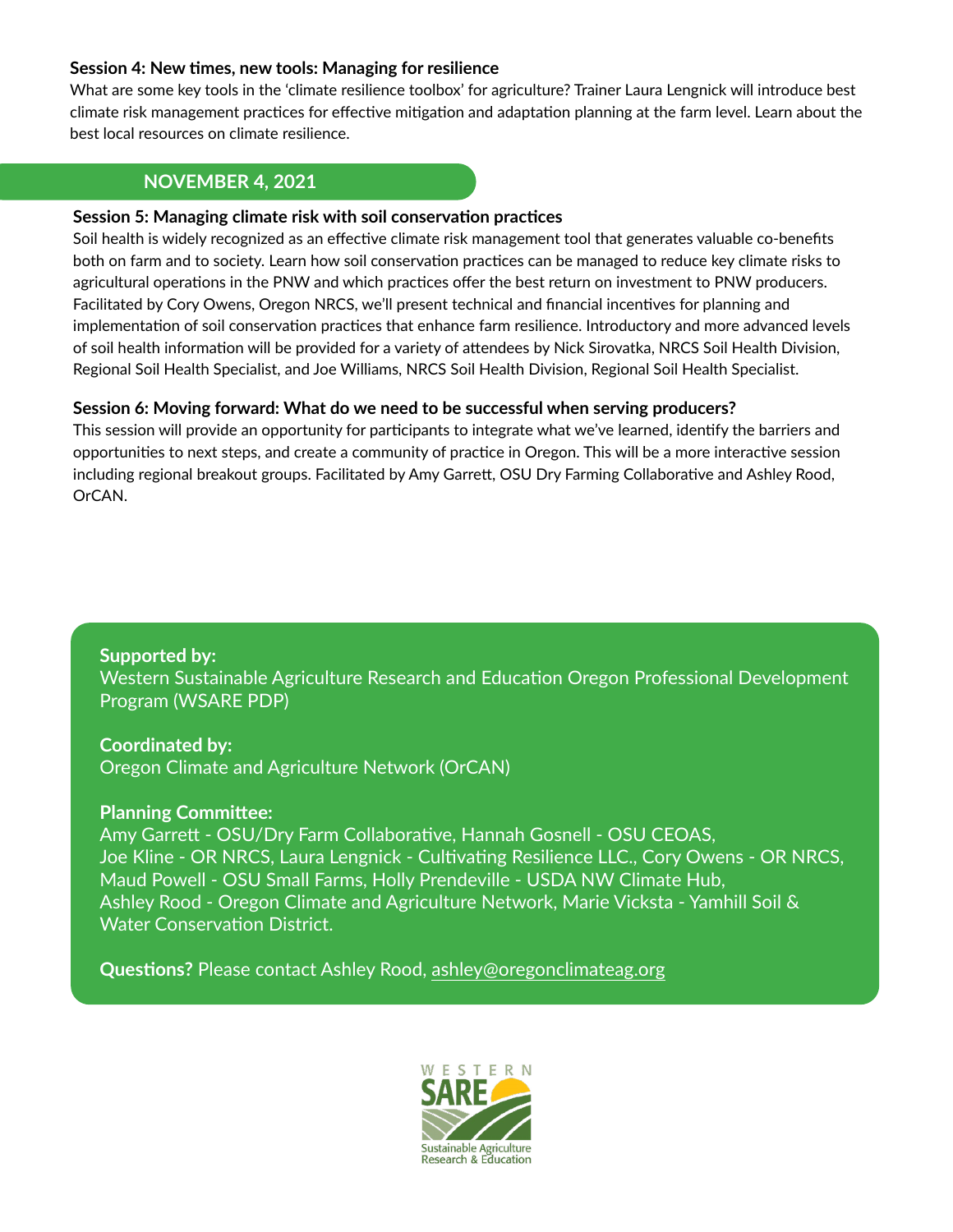### Session 4: New times, new tools: Managing for resilience

What are some key tools in the 'climate resilience toolbox' for agriculture? Trainer Laura Lengnick will introduce best climate risk management practices for effective mitigation and adaptation planning at the farm level. Learn about the best local resources on climate resilience.

## NOVEMBER 4, 2021

### Session 5: Managing climate risk with soil conservation practices

Soil health is widely recognized as an effective climate risk management tool that generates valuable co-benefits both on farm and to society. Learn how soil conservation practices can be managed to reduce key climate risks to agricultural operations in the PNW and which practices offer the best return on investment to PNW producers. Facilitated by Cory Owens, Oregon NRCS, we'll present technical and financial incentives for planning and implementation of soil conservation practices that enhance farm resilience. Introductory and more advanced levels of soil health information will be provided for a variety of attendees by Nick Sirovatka, NRCS Soil Health Division, Regional Soil Health Specialist, and Joe Williams, NRCS Soil Health Division, Regional Soil Health Specialist.

### Session 6: Moving forward: What do we need to be successful when serving producers?

This session will provide an opportunity for participants to integrate what we've learned, identify the barriers and opportunities to next steps, and create a community of practice in Oregon. This will be a more interactive session including regional breakout groups. Facilitated by Amy Garrett, OSU Dry Farming Collaborative and Ashley Rood, OrCAN.

**Supported by:**
Western Sustainable Agriculture Research and Education Oregon Professional Development Program (WSARE PDP)

**Coordinated by:**
Oregon Climate and Agriculture Network (OrCAN)

**Planning Committee:**
Amy Garrett - OSU/Dry Farm Collaborative, Hannah Gosnell - OSU CEOAS, Joe Kline - OR NRCS, Laura Lengnick - Cultivating Resilience LLC., Cory Owens - OR NRCS, Maud Powell - OSU Small Farms, Holly Prendeville - USDA NW Climate Hub, Ashley Rood - Oregon Climate and Agriculture Network, Marie Vicksta - Yamhill Soil & Water Conservation District.

**Questions?** Please contact Ashley Rood, ashley@oregonclimateag.org

WESTERN SARE
Sustainable Agriculture Research & Education